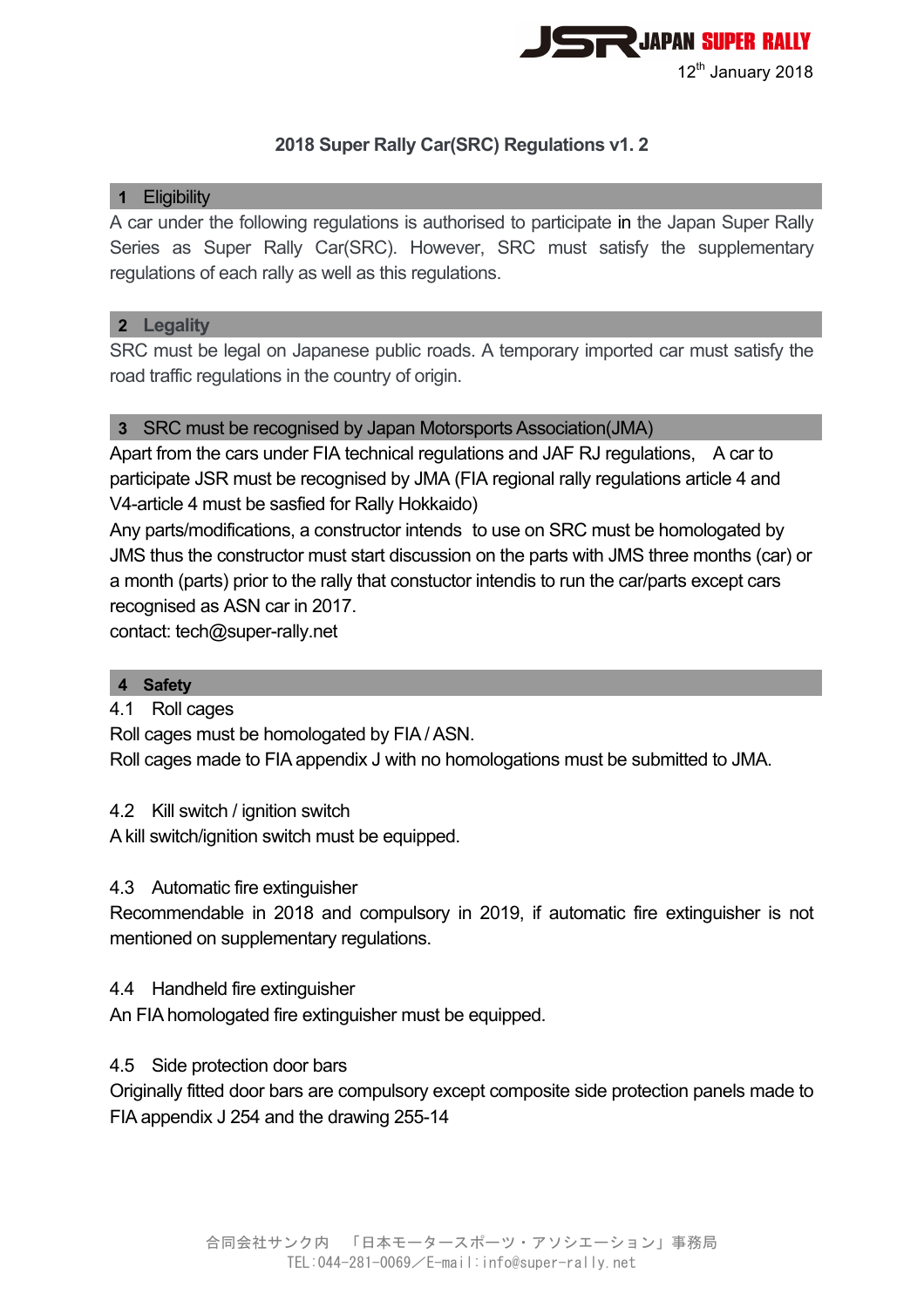JSR JAPAN SUPER RALLY

12th January 2018

# 2018 Super Rally Car(SRC) Regulations v1. 2

## 1 Eligibility

A car under the following regulations is authorised to participate in the Japan Super Rally Series as Super Rally Car(SRC). However, SRC must satisfy the supplementary regulations of each rally as well as this regulations.

## 2 Legality

SRC must be legal on Japanese public roads. A temporary imported car must satisfy the road traffic regulations in the country of origin.

## 3 SRC must be recognised by Japan Motorsports Association(JMA)

Apart from the cars under FIA technical regulations and JAF RJ regulations, A car to participate JSR must be recognised by JMA (FIA regional rally regulations article 4 and V4-article 4 must be sasfied for Rally Hokkaido)

Any parts/modifications, a constructor intends to use on SRC must be homologated by JMS thus the constructor must start discussion on the parts with JMS three months (car) or a month (parts) prior to the rally that constuctor intendis to run the car/parts except cars recognised as ASN car in 2017.

contact: tech@super-rally.net

## 4 Safety

### 4.1 Roll cages

Roll cages must be homologated by FIA / ASN.

Roll cages made to FIA appendix J with no homologations must be submitted to JMA.

### 4.2 Kill switch / ignition switch

A kill switch/ignition switch must be equipped.

### 4.3 Automatic fire extinguisher

Recommendable in 2018 and compulsory in 2019, if automatic fire extinguisher is not mentioned on supplementary regulations.

### 4.4 Handheld fire extinguisher

An FIA homologated fire extinguisher must be equipped.

### 4.5 Side protection door bars

Originally fitted door bars are compulsory except composite side protection panels made to FIA appendix J 254 and the drawing 255-14

合同会社サンク内 「日本モータースポーツ・アソシエーション」事務局
TEL:044-281-0069／E-mail:info@super-rally.net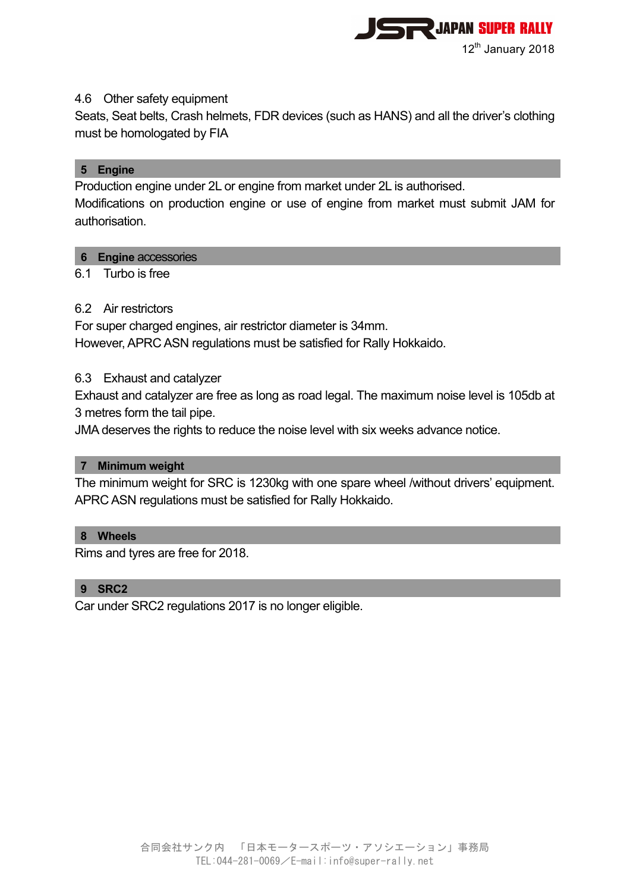### 4.6 Other safety equipment

Seats, Seat belts, Crash helmets, FDR devices (such as HANS) and all the driver's clothing must be homologated by FIA

## 5 Engine

Production engine under 2L or engine from market under 2L is authorised.
Modifications on production engine or use of engine from market must submit JAM for authorisation.

## 6 Engine accessories

### 6.1 Turbo is free

### 6.2 Air restrictors

For super charged engines, air restrictor diameter is 34mm.
However, APRC ASN regulations must be satisfied for Rally Hokkaido.

### 6.3 Exhaust and catalyzer

Exhaust and catalyzer are free as long as road legal. The maximum noise level is 105db at 3 metres form the tail pipe.
JMA deserves the rights to reduce the noise level with six weeks advance notice.

## 7 Minimum weight

The minimum weight for SRC is 1230kg with one spare wheel /without drivers' equipment.
APRC ASN regulations must be satisfied for Rally Hokkaido.

## 8 Wheels

Rims and tyres are free for 2018.

## 9 SRC2

Car under SRC2 regulations 2017 is no longer eligible.

合同会社サンク内　「日本モータースポーツ・アソシエーション」事務局
TEL:044-281-0069／E-mail:info@super-rally.net